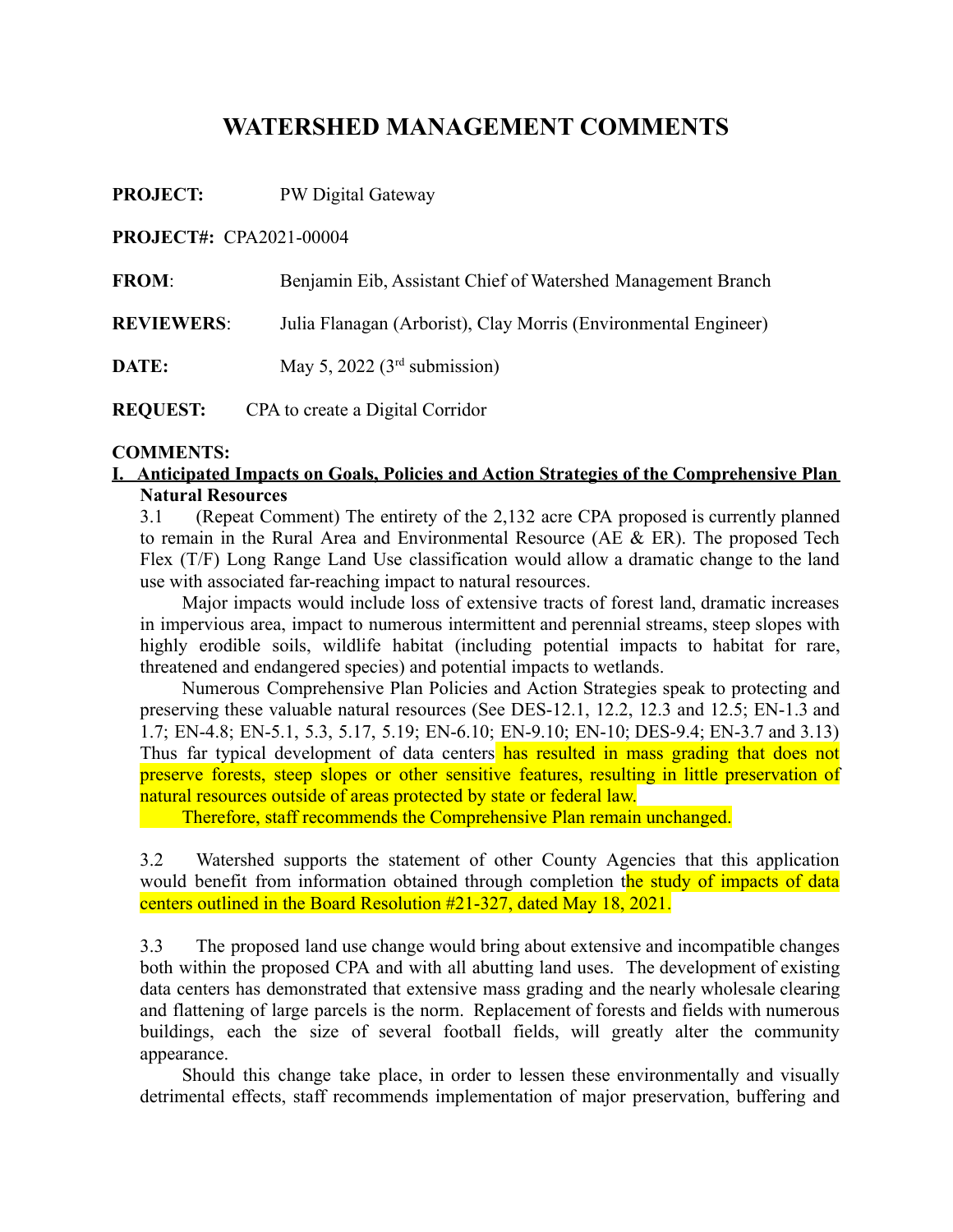# WATERSHED MANAGEMENT COMMENTS

**PROJECT:** PW Digital Gateway

**PROJECT#:** CPA2021-00004

**FROM**: Benjamin Eib, Assistant Chief of Watershed Management Branch

**REVIEWERS**: Julia Flanagan (Arborist), Clay Morris (Environmental Engineer)

**DATE:** May 5, 2022 (3rd submission)

**REQUEST:** CPA to create a Digital Corridor

**COMMENTS:**

**I. Anticipated Impacts on Goals, Policies and Action Strategies of the Comprehensive Plan**

**Natural Resources**

3.1 (Repeat Comment) The entirety of the 2,132 acre CPA proposed is currently planned to remain in the Rural Area and Environmental Resource (AE & ER). The proposed Tech Flex (T/F) Long Range Land Use classification would allow a dramatic change to the land use with associated far-reaching impact to natural resources.

Major impacts would include loss of extensive tracts of forest land, dramatic increases in impervious area, impact to numerous intermittent and perennial streams, steep slopes with highly erodible soils, wildlife habitat (including potential impacts to habitat for rare, threatened and endangered species) and potential impacts to wetlands.

Numerous Comprehensive Plan Policies and Action Strategies speak to protecting and preserving these valuable natural resources (See DES-12.1, 12.2, 12.3 and 12.5; EN-1.3 and 1.7; EN-4.8; EN-5.1, 5.3, 5.17, 5.19; EN-6.10; EN-9.10; EN-10; DES-9.4; EN-3.7 and 3.13) Thus far typical development of data centers has resulted in mass grading that does not preserve forests, steep slopes or other sensitive features, resulting in little preservation of natural resources outside of areas protected by state or federal law.

Therefore, staff recommends the Comprehensive Plan remain unchanged.

3.2 Watershed supports the statement of other County Agencies that this application would benefit from information obtained through completion the study of impacts of data centers outlined in the Board Resolution #21-327, dated May 18, 2021.

3.3 The proposed land use change would bring about extensive and incompatible changes both within the proposed CPA and with all abutting land uses. The development of existing data centers has demonstrated that extensive mass grading and the nearly wholesale clearing and flattening of large parcels is the norm. Replacement of forests and fields with numerous buildings, each the size of several football fields, will greatly alter the community appearance.

Should this change take place, in order to lessen these environmentally and visually detrimental effects, staff recommends implementation of major preservation, buffering and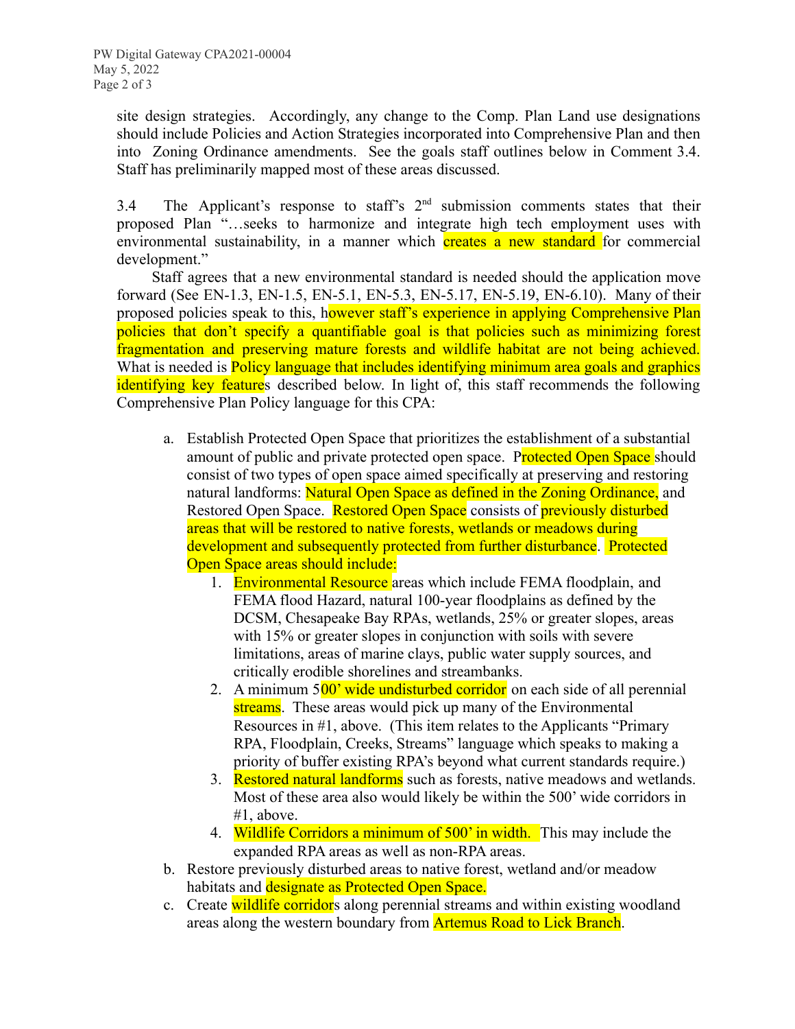site design strategies. Accordingly, any change to the Comp. Plan Land use designations should include Policies and Action Strategies incorporated into Comprehensive Plan and then into Zoning Ordinance amendments. See the goals staff outlines below in Comment 3.4. Staff has preliminarily mapped most of these areas discussed.

3.4 The Applicant's response to staff's 2nd submission comments states that their proposed Plan "…seeks to harmonize and integrate high tech employment uses with environmental sustainability, in a manner which creates a new standard for commercial development."

Staff agrees that a new environmental standard is needed should the application move forward (See EN-1.3, EN-1.5, EN-5.1, EN-5.3, EN-5.17, EN-5.19, EN-6.10). Many of their proposed policies speak to this, however staff's experience in applying Comprehensive Plan policies that don't specify a quantifiable goal is that policies such as minimizing forest fragmentation and preserving mature forests and wildlife habitat are not being achieved. What is needed is Policy language that includes identifying minimum area goals and graphics identifying key features described below. In light of, this staff recommends the following Comprehensive Plan Policy language for this CPA:

a. Establish Protected Open Space that prioritizes the establishment of a substantial amount of public and private protected open space. Protected Open Space should consist of two types of open space aimed specifically at preserving and restoring natural landforms: Natural Open Space as defined in the Zoning Ordinance, and Restored Open Space. Restored Open Space consists of previously disturbed areas that will be restored to native forests, wetlands or meadows during development and subsequently protected from further disturbance. Protected Open Space areas should include:
    1. Environmental Resource areas which include FEMA floodplain, and FEMA flood Hazard, natural 100-year floodplains as defined by the DCSM, Chesapeake Bay RPAs, wetlands, 25% or greater slopes, areas with 15% or greater slopes in conjunction with soils with severe limitations, areas of marine clays, public water supply sources, and critically erodible shorelines and streambanks.
    2. A minimum 500' wide undisturbed corridor on each side of all perennial streams. These areas would pick up many of the Environmental Resources in #1, above. (This item relates to the Applicants "Primary RPA, Floodplain, Creeks, Streams" language which speaks to making a priority of buffer existing RPA's beyond what current standards require.)
    3. Restored natural landforms such as forests, native meadows and wetlands. Most of these area also would likely be within the 500' wide corridors in #1, above.
    4. Wildlife Corridors a minimum of 500' in width. This may include the expanded RPA areas as well as non-RPA areas.
b. Restore previously disturbed areas to native forest, wetland and/or meadow habitats and designate as Protected Open Space.
c. Create wildlife corridors along perennial streams and within existing woodland areas along the western boundary from Artemus Road to Lick Branch.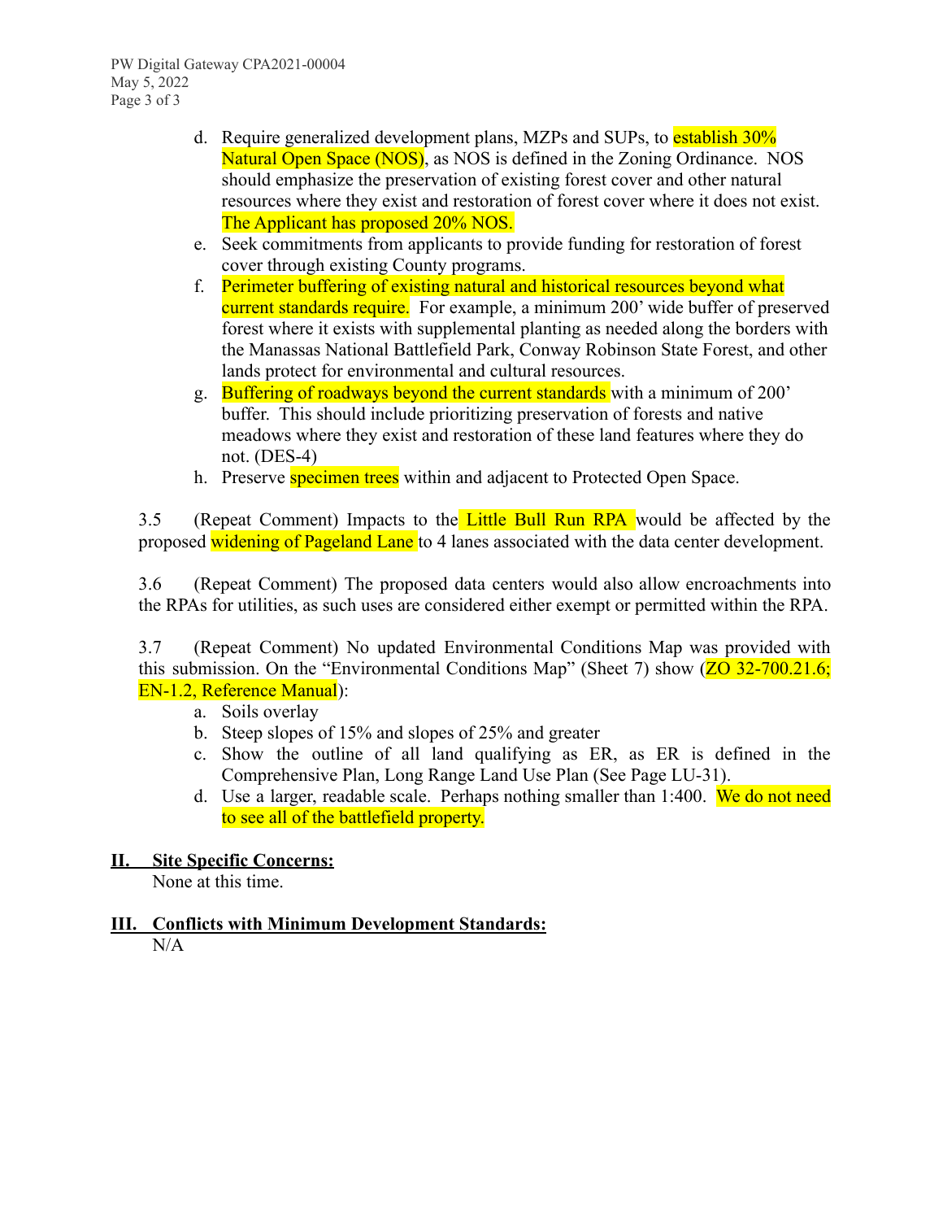d. Require generalized development plans, MZPs and SUPs, to establish 30% Natural Open Space (NOS), as NOS is defined in the Zoning Ordinance. NOS should emphasize the preservation of existing forest cover and other natural resources where they exist and restoration of forest cover where it does not exist. The Applicant has proposed 20% NOS.

e. Seek commitments from applicants to provide funding for restoration of forest cover through existing County programs.

f. Perimeter buffering of existing natural and historical resources beyond what current standards require. For example, a minimum 200' wide buffer of preserved forest where it exists with supplemental planting as needed along the borders with the Manassas National Battlefield Park, Conway Robinson State Forest, and other lands protect for environmental and cultural resources.

g. Buffering of roadways beyond the current standards with a minimum of 200' buffer. This should include prioritizing preservation of forests and native meadows where they exist and restoration of these land features where they do not. (DES-4)

h. Preserve specimen trees within and adjacent to Protected Open Space.

3.5 (Repeat Comment) Impacts to the Little Bull Run RPA would be affected by the proposed widening of Pageland Lane to 4 lanes associated with the data center development.

3.6 (Repeat Comment) The proposed data centers would also allow encroachments into the RPAs for utilities, as such uses are considered either exempt or permitted within the RPA.

3.7 (Repeat Comment) No updated Environmental Conditions Map was provided with this submission. On the "Environmental Conditions Map" (Sheet 7) show (ZO 32-700.21.6; EN-1.2, Reference Manual):

a. Soils overlay

b. Steep slopes of 15% and slopes of 25% and greater

c. Show the outline of all land qualifying as ER, as ER is defined in the Comprehensive Plan, Long Range Land Use Plan (See Page LU-31).

d. Use a larger, readable scale. Perhaps nothing smaller than 1:400. We do not need to see all of the battlefield property.

## II. Site Specific Concerns:

None at this time.

## III. Conflicts with Minimum Development Standards:

N/A